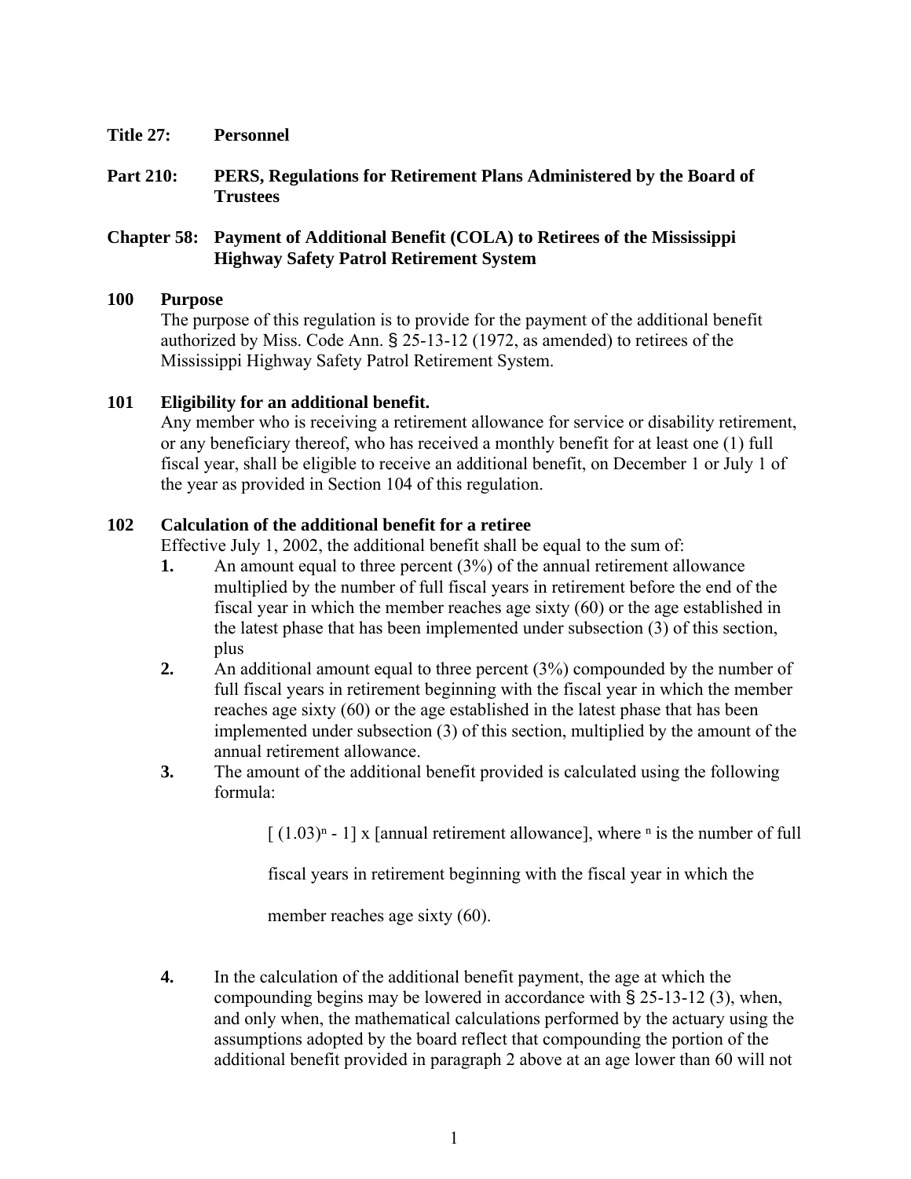**Title 27: Personnel**

**Part 210: PERS, Regulations for Retirement Plans Administered by the Board of Trustees**

**Chapter 58: Payment of Additional Benefit (COLA) to Retirees of the Mississippi Highway Safety Patrol Retirement System**

## 100 Purpose

The purpose of this regulation is to provide for the payment of the additional benefit authorized by Miss. Code Ann. § 25-13-12 (1972, as amended) to retirees of the Mississippi Highway Safety Patrol Retirement System.

## 101 Eligibility for an additional benefit.

Any member who is receiving a retirement allowance for service or disability retirement, or any beneficiary thereof, who has received a monthly benefit for at least one (1) full fiscal year, shall be eligible to receive an additional benefit, on December 1 or July 1 of the year as provided in Section 104 of this regulation.

## 102 Calculation of the additional benefit for a retiree

Effective July 1, 2002, the additional benefit shall be equal to the sum of:

1. An amount equal to three percent (3%) of the annual retirement allowance multiplied by the number of full fiscal years in retirement before the end of the fiscal year in which the member reaches age sixty (60) or the age established in the latest phase that has been implemented under subsection (3) of this section, plus
2. An additional amount equal to three percent (3%) compounded by the number of full fiscal years in retirement beginning with the fiscal year in which the member reaches age sixty (60) or the age established in the latest phase that has been implemented under subsection (3) of this section, multiplied by the amount of the annual retirement allowance.
3. The amount of the additional benefit provided is calculated using the following formula:

   $[(1.03)^n - 1]$ x [annual retirement allowance], where $n$ is the number of full fiscal years in retirement beginning with the fiscal year in which the member reaches age sixty (60).

4. In the calculation of the additional benefit payment, the age at which the compounding begins may be lowered in accordance with § 25-13-12 (3), when, and only when, the mathematical calculations performed by the actuary using the assumptions adopted by the board reflect that compounding the portion of the additional benefit provided in paragraph 2 above at an age lower than 60 will not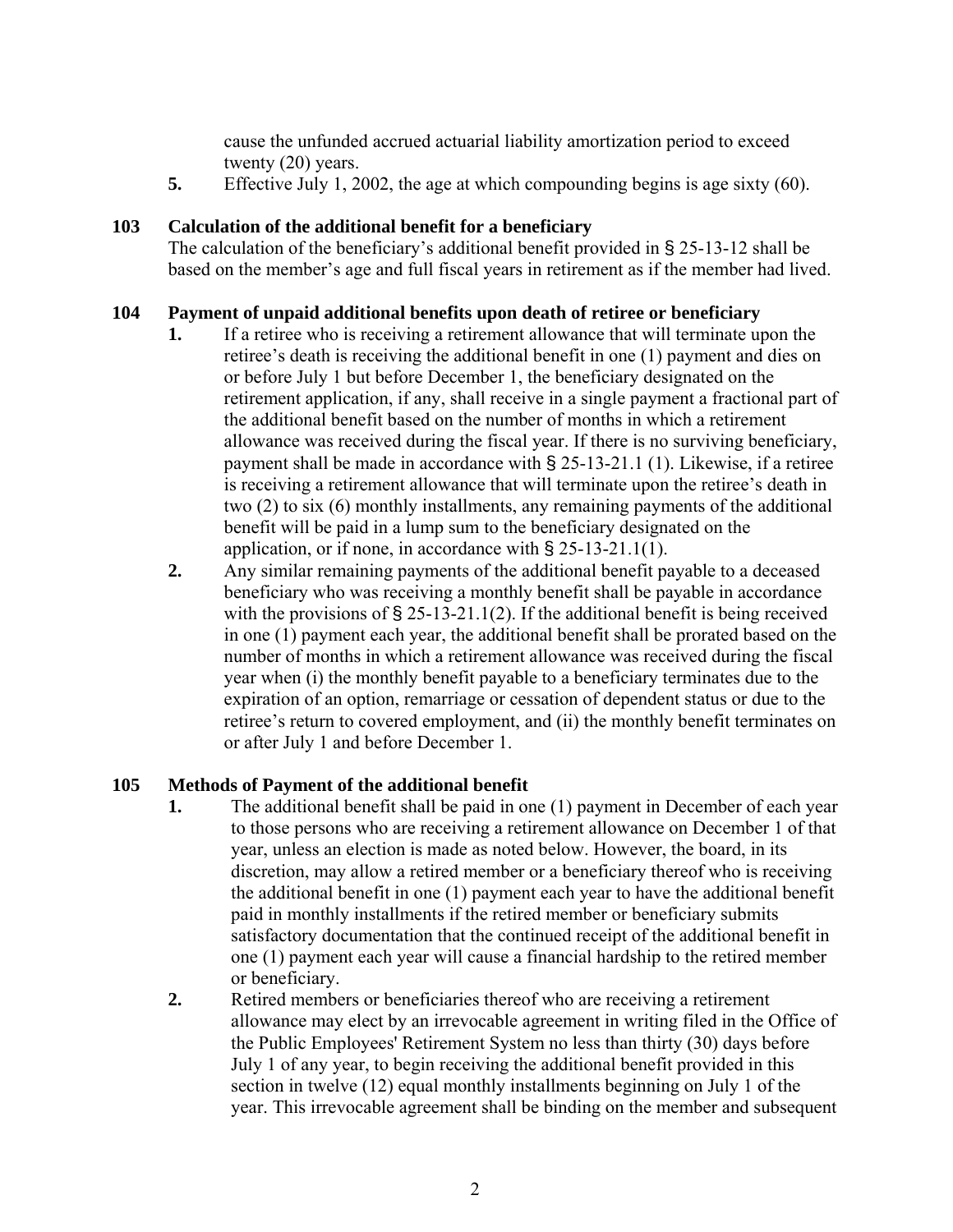cause the unfunded accrued actuarial liability amortization period to exceed twenty (20) years.

5. Effective July 1, 2002, the age at which compounding begins is age sixty (60).

**103 Calculation of the additional benefit for a beneficiary**

The calculation of the beneficiary's additional benefit provided in § 25-13-12 shall be based on the member's age and full fiscal years in retirement as if the member had lived.

**104 Payment of unpaid additional benefits upon death of retiree or beneficiary**

1. If a retiree who is receiving a retirement allowance that will terminate upon the retiree's death is receiving the additional benefit in one (1) payment and dies on or before July 1 but before December 1, the beneficiary designated on the retirement application, if any, shall receive in a single payment a fractional part of the additional benefit based on the number of months in which a retirement allowance was received during the fiscal year. If there is no surviving beneficiary, payment shall be made in accordance with § 25-13-21.1 (1). Likewise, if a retiree is receiving a retirement allowance that will terminate upon the retiree's death in two (2) to six (6) monthly installments, any remaining payments of the additional benefit will be paid in a lump sum to the beneficiary designated on the application, or if none, in accordance with § 25-13-21.1(1).
2. Any similar remaining payments of the additional benefit payable to a deceased beneficiary who was receiving a monthly benefit shall be payable in accordance with the provisions of § 25-13-21.1(2). If the additional benefit is being received in one (1) payment each year, the additional benefit shall be prorated based on the number of months in which a retirement allowance was received during the fiscal year when (i) the monthly benefit payable to a beneficiary terminates due to the expiration of an option, remarriage or cessation of dependent status or due to the retiree's return to covered employment, and (ii) the monthly benefit terminates on or after July 1 and before December 1.

**105 Methods of Payment of the additional benefit**

1. The additional benefit shall be paid in one (1) payment in December of each year to those persons who are receiving a retirement allowance on December 1 of that year, unless an election is made as noted below. However, the board, in its discretion, may allow a retired member or a beneficiary thereof who is receiving the additional benefit in one (1) payment each year to have the additional benefit paid in monthly installments if the retired member or beneficiary submits satisfactory documentation that the continued receipt of the additional benefit in one (1) payment each year will cause a financial hardship to the retired member or beneficiary.
2. Retired members or beneficiaries thereof who are receiving a retirement allowance may elect by an irrevocable agreement in writing filed in the Office of the Public Employees' Retirement System no less than thirty (30) days before July 1 of any year, to begin receiving the additional benefit provided in this section in twelve (12) equal monthly installments beginning on July 1 of the year. This irrevocable agreement shall be binding on the member and subsequent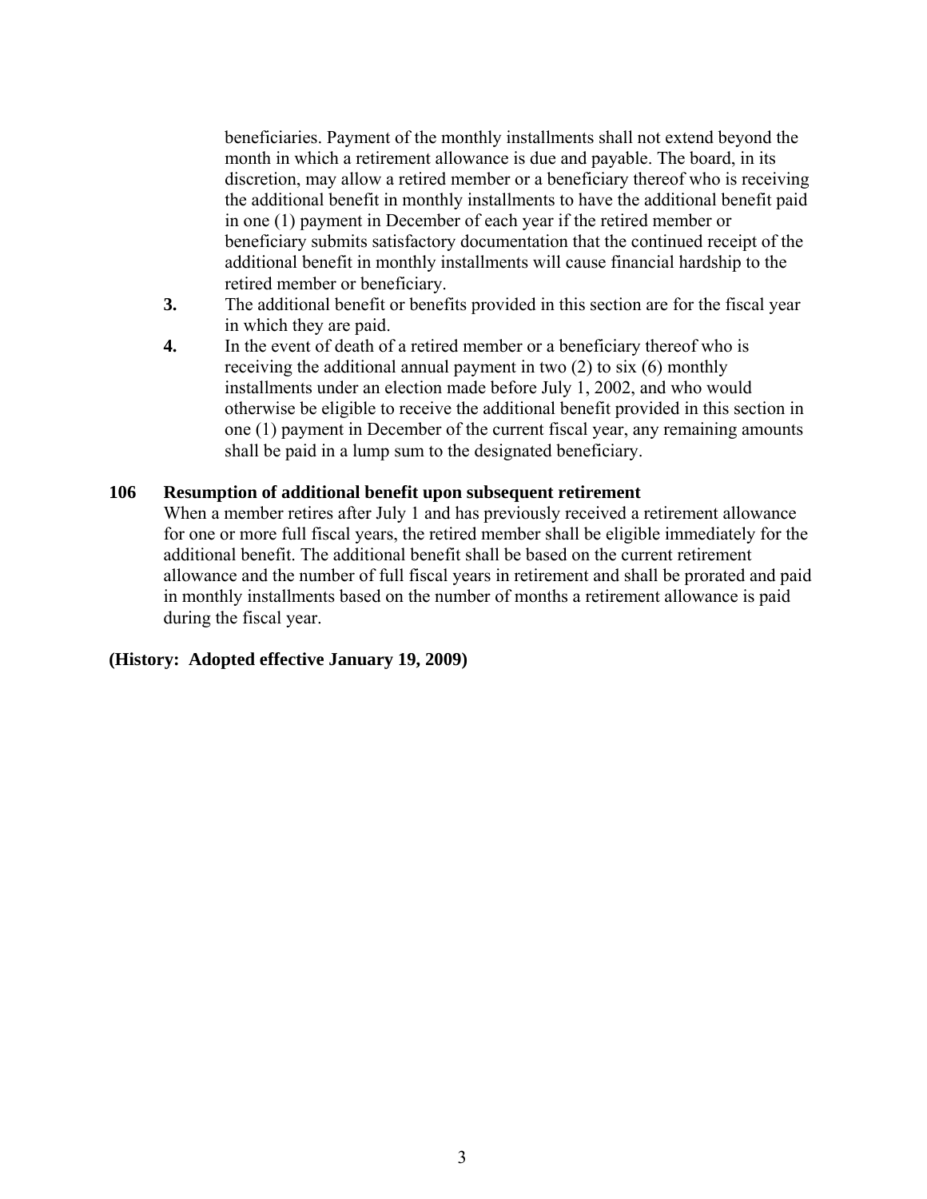beneficiaries. Payment of the monthly installments shall not extend beyond the month in which a retirement allowance is due and payable. The board, in its discretion, may allow a retired member or a beneficiary thereof who is receiving the additional benefit in monthly installments to have the additional benefit paid in one (1) payment in December of each year if the retired member or beneficiary submits satisfactory documentation that the continued receipt of the additional benefit in monthly installments will cause financial hardship to the retired member or beneficiary.

**3.** The additional benefit or benefits provided in this section are for the fiscal year in which they are paid.

**4.** In the event of death of a retired member or a beneficiary thereof who is receiving the additional annual payment in two (2) to six (6) monthly installments under an election made before July 1, 2002, and who would otherwise be eligible to receive the additional benefit provided in this section in one (1) payment in December of the current fiscal year, any remaining amounts shall be paid in a lump sum to the designated beneficiary.

**106 Resumption of additional benefit upon subsequent retirement**

When a member retires after July 1 and has previously received a retirement allowance for one or more full fiscal years, the retired member shall be eligible immediately for the additional benefit. The additional benefit shall be based on the current retirement allowance and the number of full fiscal years in retirement and shall be prorated and paid in monthly installments based on the number of months a retirement allowance is paid during the fiscal year.

**(History: Adopted effective January 19, 2009)**